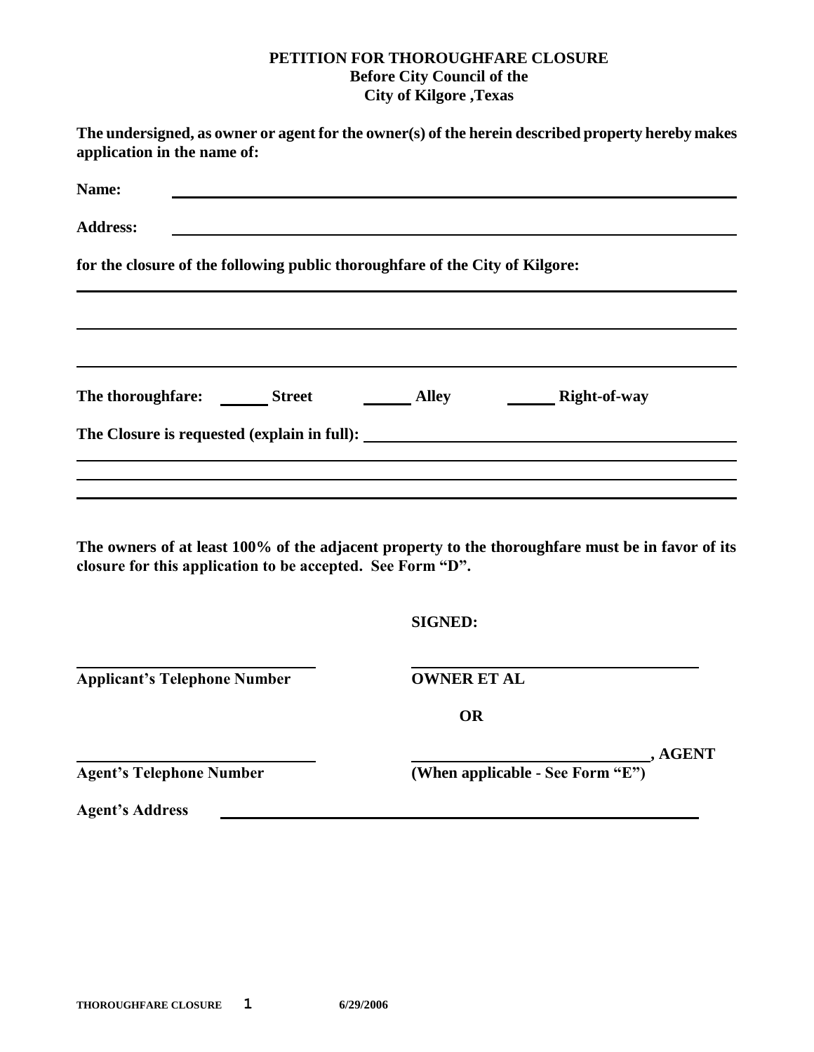**PETITION FOR THOROUGHFARE CLOSURE**
**Before City Council of the**
**City of Kilgore ,Texas**

**The undersigned, as owner or agent for the owner(s) of the herein described property hereby makes application in the name of:**

**Name:** ______________________________________________________________

**Address:** ______________________________________________________________

**for the closure of the following public thoroughfare of the City of Kilgore:**

______________________________________________________________________

______________________________________________________________________

______________________________________________________________________

**The thoroughfare:** ______ **Street** ______ **Alley** ______ **Right-of-way**

**The Closure is requested (explain in full):** ______________________________

______________________________________________________________________

______________________________________________________________________

______________________________________________________________________

**The owners of at least 100% of the adjacent property to the thoroughfare must be in favor of its closure for this application to be accepted. See Form "D".**

**SIGNED:**

______________________________ ______________________________
**Applicant's Telephone Number** **OWNER ET AL**

**OR**

______________________________ ______________________________**, AGENT**
**Agent's Telephone Number** **(When applicable - See Form "E")**

**Agent's Address** ______________________________________________________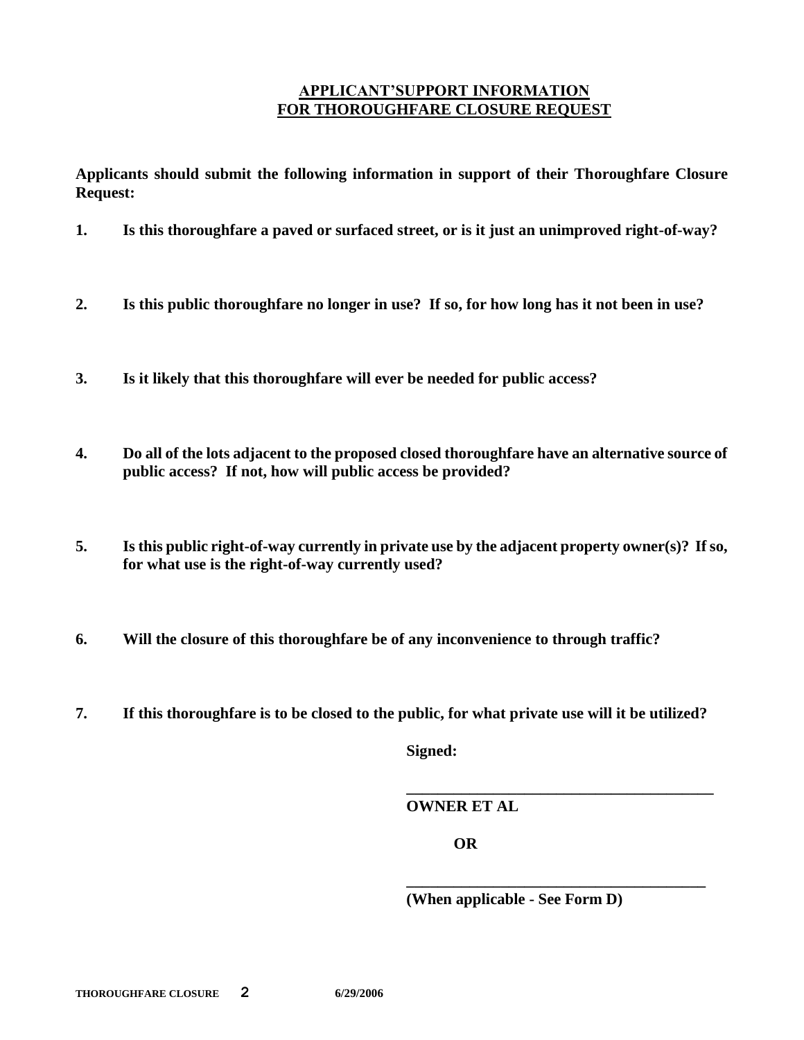## APPLICANT'SUPPORT INFORMATION FOR THOROUGHFARE CLOSURE REQUEST

**Applicants should submit the following information in support of their Thoroughfare Closure Request:**

1. **Is this thoroughfare a paved or surfaced street, or is it just an unimproved right-of-way?**

2. **Is this public thoroughfare no longer in use? If so, for how long has it not been in use?**

3. **Is it likely that this thoroughfare will ever be needed for public access?**

4. **Do all of the lots adjacent to the proposed closed thoroughfare have an alternative source of public access? If not, how will public access be provided?**

5. **Is this public right-of-way currently in private use by the adjacent property owner(s)? If so, for what use is the right-of-way currently used?**

6. **Will the closure of this thoroughfare be of any inconvenience to through traffic?**

7. **If this thoroughfare is to be closed to the public, for what private use will it be utilized?**

**Signed:**

**________________________________________**
**OWNER ET AL**

**OR**

**________________________________________**
**(When applicable - See Form D)**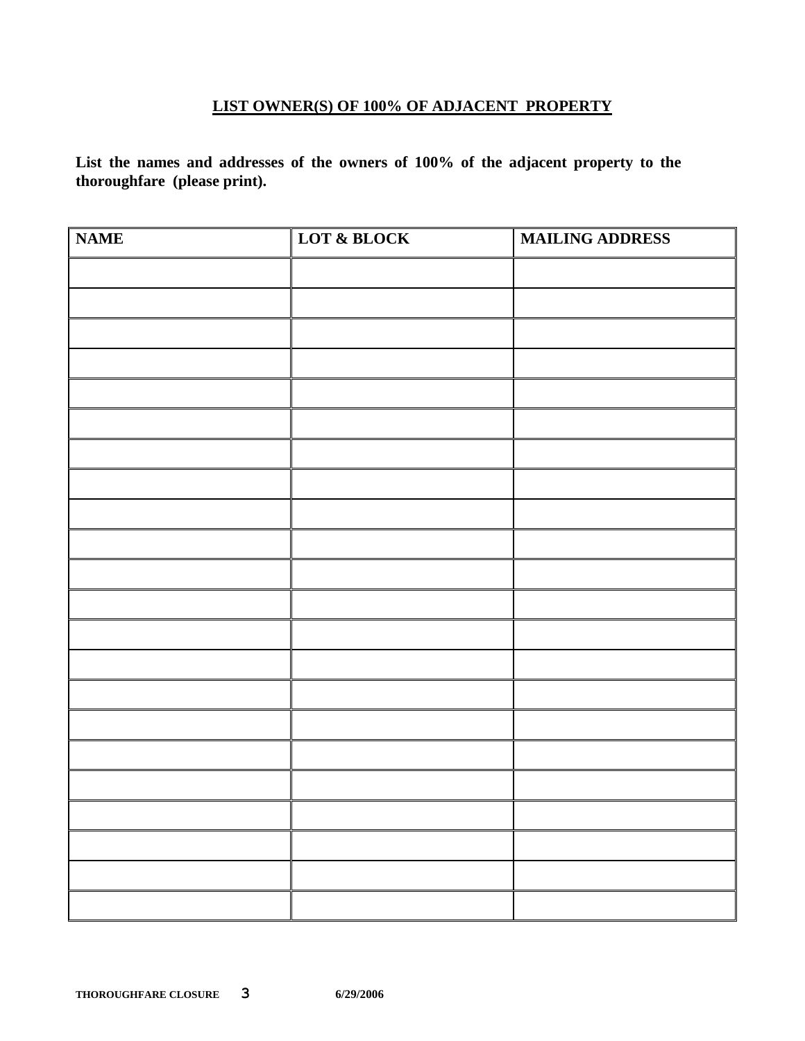## LIST OWNER(S) OF 100% OF ADJACENT PROPERTY

**List the names and addresses of the owners of 100% of the adjacent property to the thoroughfare (please print).**

| NAME | LOT & BLOCK | MAILING ADDRESS |
|---|---|---|
| | | |
| | | |
| | | |
| | | |
| | | |
| | | |
| | | |
| | | |
| | | |
| | | |
| | | |
| | | |
| | | |
| | | |
| | | |
| | | |
| | | |
| | | |
| | | |
| | | |
| | | |
| | | |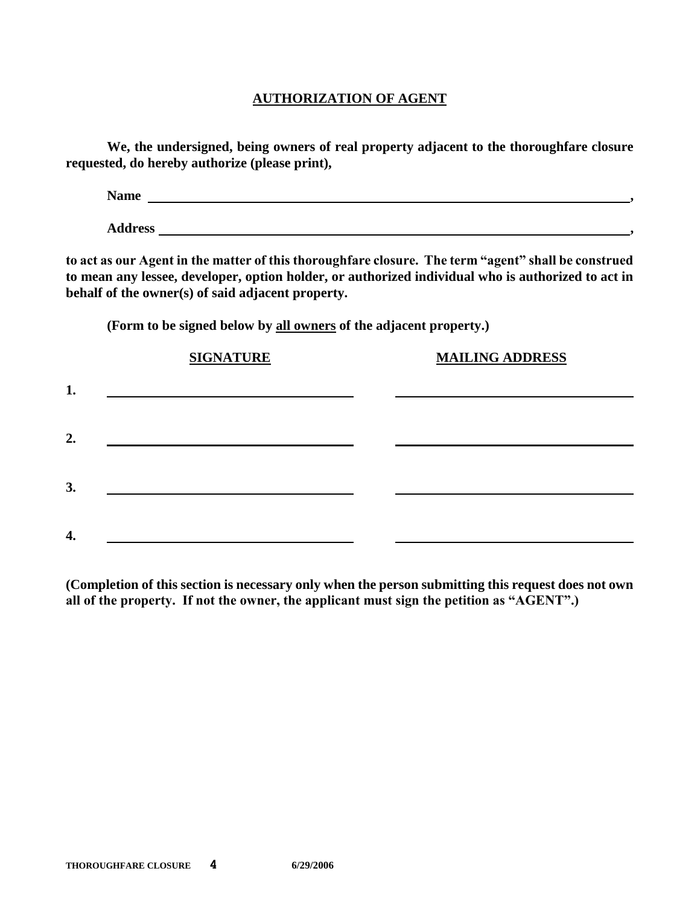## AUTHORIZATION OF AGENT

**We, the undersigned, being owners of real property adjacent to the thoroughfare closure requested, do hereby authorize (please print),**

**Name** ______________________________________________________________,

**Address** ____________________________________________________________,

**to act as our Agent in the matter of this thoroughfare closure. The term "agent" shall be construed to mean any lessee, developer, option holder, or authorized individual who is authorized to act in behalf of the owner(s) of said adjacent property.**

**(Form to be signed below by all owners of the adjacent property.)**

| | SIGNATURE | MAILING ADDRESS |
|---|---|---|
| 1. | | |
| 2. | | |
| 3. | | |
| 4. | | |

**(Completion of this section is necessary only when the person submitting this request does not own all of the property. If not the owner, the applicant must sign the petition as "AGENT".)**